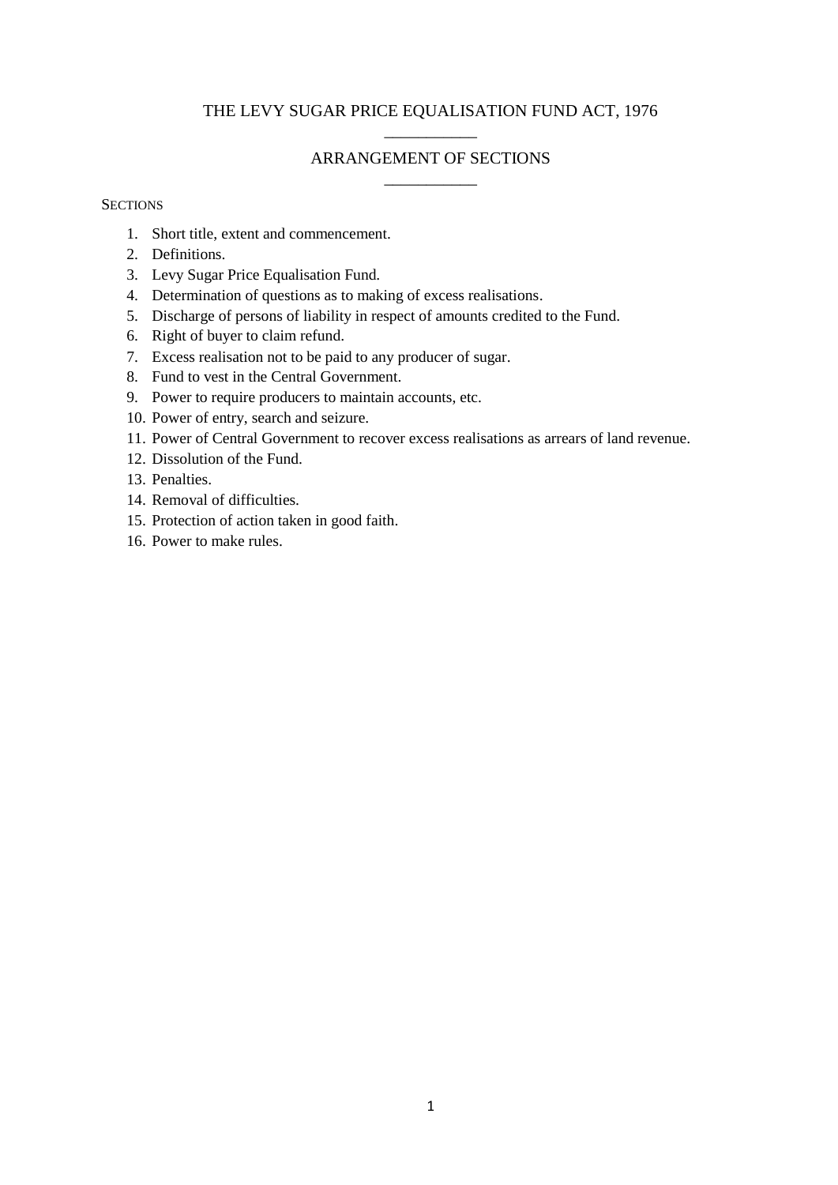# THE LEVY SUGAR PRICE EQUALISATION FUND ACT, 1976

## ARRANGEMENT OF SECTIONS

SECTIONS

1. Short title, extent and commencement.
2. Definitions.
3. Levy Sugar Price Equalisation Fund.
4. Determination of questions as to making of excess realisations.
5. Discharge of persons of liability in respect of amounts credited to the Fund.
6. Right of buyer to claim refund.
7. Excess realisation not to be paid to any producer of sugar.
8. Fund to vest in the Central Government.
9. Power to require producers to maintain accounts, etc.
10. Power of entry, search and seizure.
11. Power of Central Government to recover excess realisations as arrears of land revenue.
12. Dissolution of the Fund.
13. Penalties.
14. Removal of difficulties.
15. Protection of action taken in good faith.
16. Power to make rules.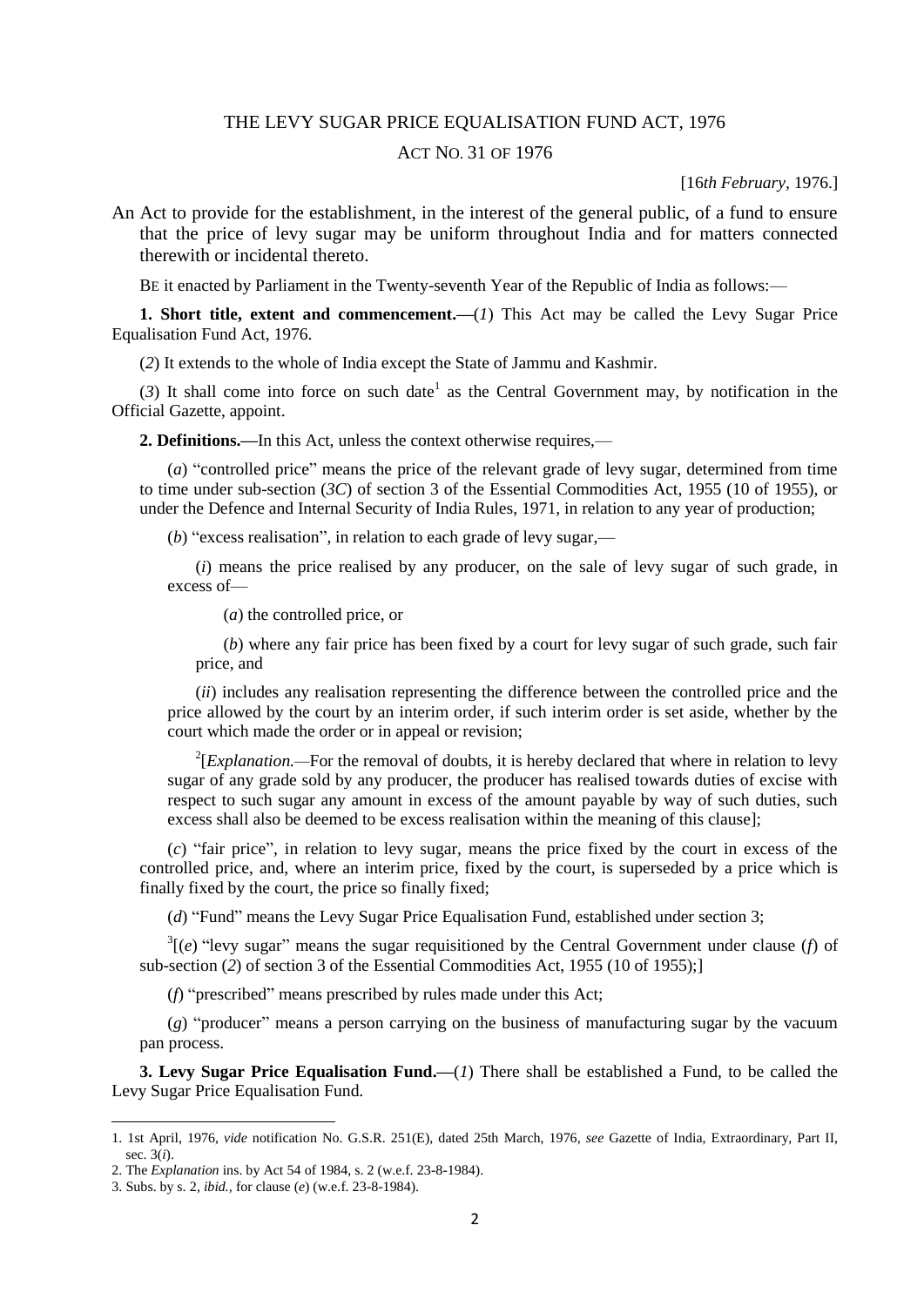# THE LEVY SUGAR PRICE EQUALISATION FUND ACT, 1976

## ACT NO. 31 OF 1976

[16*th February*, 1976.]

An Act to provide for the establishment, in the interest of the general public, of a fund to ensure that the price of levy sugar may be uniform throughout India and for matters connected therewith or incidental thereto.

BE it enacted by Parliament in the Twenty-seventh Year of the Republic of India as follows:—

**1. Short title, extent and commencement.—**(*1*) This Act may be called the Levy Sugar Price Equalisation Fund Act, 1976.

(*2*) It extends to the whole of India except the State of Jammu and Kashmir.

(*3*) It shall come into force on such date[1] as the Central Government may, by notification in the Official Gazette, appoint.

**2. Definitions.—**In this Act, unless the context otherwise requires,—

(*a*) "controlled price" means the price of the relevant grade of levy sugar, determined from time to time under sub-section (*3C*) of section 3 of the Essential Commodities Act, 1955 (10 of 1955), or under the Defence and Internal Security of India Rules, 1971, in relation to any year of production;

(*b*) "excess realisation", in relation to each grade of levy sugar,—

(*i*) means the price realised by any producer, on the sale of levy sugar of such grade, in excess of—

(*a*) the controlled price, or

(*b*) where any fair price has been fixed by a court for levy sugar of such grade, such fair price, and

(*ii*) includes any realisation representing the difference between the controlled price and the price allowed by the court by an interim order, if such interim order is set aside, whether by the court which made the order or in appeal or revision;

[2][*Explanation.*—For the removal of doubts, it is hereby declared that where in relation to levy sugar of any grade sold by any producer, the producer has realised towards duties of excise with respect to such sugar any amount in excess of the amount payable by way of such duties, such excess shall also be deemed to be excess realisation within the meaning of this clause];

(*c*) "fair price", in relation to levy sugar, means the price fixed by the court in excess of the controlled price, and, where an interim price, fixed by the court, is superseded by a price which is finally fixed by the court, the price so finally fixed;

(*d*) "Fund" means the Levy Sugar Price Equalisation Fund, established under section 3;

[3][(*e*) "levy sugar" means the sugar requisitioned by the Central Government under clause (*f*) of sub-section (*2*) of section 3 of the Essential Commodities Act, 1955 (10 of 1955);]

(*f*) "prescribed" means prescribed by rules made under this Act;

(*g*) "producer" means a person carrying on the business of manufacturing sugar by the vacuum pan process.

**3. Levy Sugar Price Equalisation Fund.—**(*1*) There shall be established a Fund, to be called the Levy Sugar Price Equalisation Fund.

---

1. 1st April, 1976, *vide* notification No. G.S.R. 251(E), dated 25th March, 1976, *see* Gazette of India, Extraordinary, Part II, sec. 3(*i*).
2. The *Explanation* ins. by Act 54 of 1984, s. 2 (w.e.f. 23-8-1984).
3. Subs. by s. 2, *ibid.*, for clause (*e*) (w.e.f. 23-8-1984).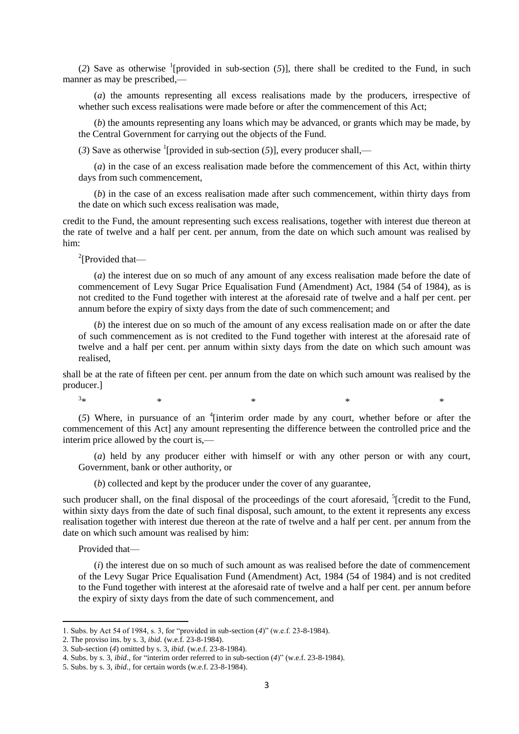(*2*) Save as otherwise [1][provided in sub-section (*5*)], there shall be credited to the Fund, in such manner as may be prescribed,—

(*a*) the amounts representing all excess realisations made by the producers, irrespective of whether such excess realisations were made before or after the commencement of this Act;

(*b*) the amounts representing any loans which may be advanced, or grants which may be made, by the Central Government for carrying out the objects of the Fund.

(*3*) Save as otherwise [1][provided in sub-section (*5*)], every producer shall,—

(*a*) in the case of an excess realisation made before the commencement of this Act, within thirty days from such commencement,

(*b*) in the case of an excess realisation made after such commencement, within thirty days from the date on which such excess realisation was made,

credit to the Fund, the amount representing such excess realisations, together with interest due thereon at the rate of twelve and a half per cent. per annum, from the date on which such amount was realised by him:

[2][Provided that—

(*a*) the interest due on so much of any amount of any excess realisation made before the date of commencement of Levy Sugar Price Equalisation Fund (Amendment) Act, 1984 (54 of 1984), as is not credited to the Fund together with interest at the aforesaid rate of twelve and a half per cent. per annum before the expiry of sixty days from the date of such commencement; and

(*b*) the interest due on so much of the amount of any excess realisation made on or after the date of such commencement as is not credited to the Fund together with interest at the aforesaid rate of twelve and a half per cent. per annum within sixty days from the date on which such amount was realised,

shall be at the rate of fifteen per cent. per annum from the date on which such amount was realised by the producer.]

[3]* * * * *

(*5*) Where, in pursuance of an [4][interim order made by any court, whether before or after the commencement of this Act] any amount representing the difference between the controlled price and the interim price allowed by the court is,—

(*a*) held by any producer either with himself or with any other person or with any court, Government, bank or other authority, or

(*b*) collected and kept by the producer under the cover of any guarantee,

such producer shall, on the final disposal of the proceedings of the court aforesaid, [5][credit to the Fund, within sixty days from the date of such final disposal, such amount, to the extent it represents any excess realisation together with interest due thereon at the rate of twelve and a half per cent. per annum from the date on which such amount was realised by him:

Provided that—

(*i*) the interest due on so much of such amount as was realised before the date of commencement of the Levy Sugar Price Equalisation Fund (Amendment) Act, 1984 (54 of 1984) and is not credited to the Fund together with interest at the aforesaid rate of twelve and a half per cent. per annum before the expiry of sixty days from the date of such commencement, and

---

1. Subs. by Act 54 of 1984, s. 3, for "provided in sub-section (*4*)" (w.e.f. 23-8-1984).
2. The proviso ins. by s. 3, *ibid.* (w.e.f. 23-8-1984).
3. Sub-section (*4*) omitted by s. 3, *ibid.* (w.e.f. 23-8-1984).
4. Subs. by s. 3, *ibid*., for "interim order referred to in sub-section (*4*)" (w.e.f. 23-8-1984).
5. Subs. by s. 3, *ibid*., for certain words (w.e.f. 23-8-1984).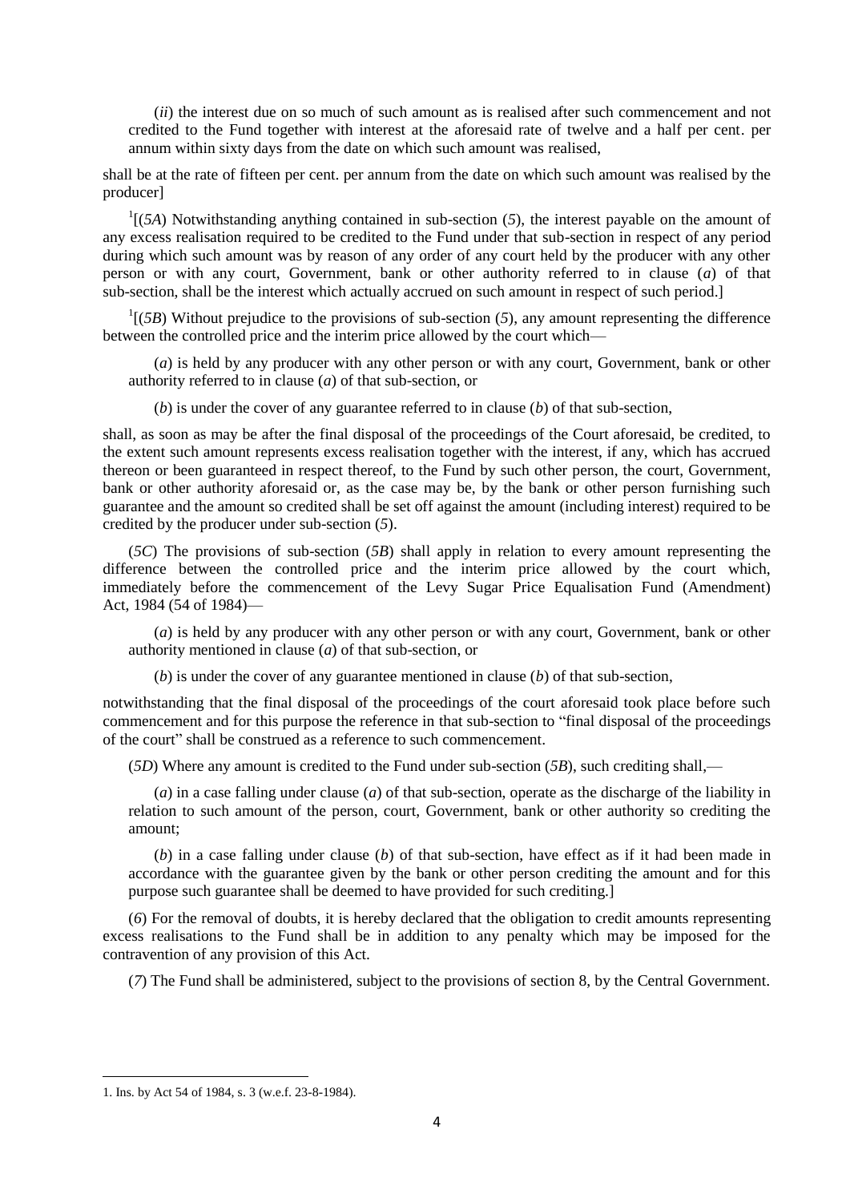(*ii*) the interest due on so much of such amount as is realised after such commencement and not credited to the Fund together with interest at the aforesaid rate of twelve and a half per cent. per annum within sixty days from the date on which such amount was realised,

shall be at the rate of fifteen per cent. per annum from the date on which such amount was realised by the producer]

[1][(*5A*) Notwithstanding anything contained in sub-section (*5*), the interest payable on the amount of any excess realisation required to be credited to the Fund under that sub-section in respect of any period during which such amount was by reason of any order of any court held by the producer with any other person or with any court, Government, bank or other authority referred to in clause (*a*) of that sub-section, shall be the interest which actually accrued on such amount in respect of such period.]

[1][(*5B*) Without prejudice to the provisions of sub-section (*5*), any amount representing the difference between the controlled price and the interim price allowed by the court which—

(*a*) is held by any producer with any other person or with any court, Government, bank or other authority referred to in clause (*a*) of that sub-section, or

(*b*) is under the cover of any guarantee referred to in clause (*b*) of that sub-section,

shall, as soon as may be after the final disposal of the proceedings of the Court aforesaid, be credited, to the extent such amount represents excess realisation together with the interest, if any, which has accrued thereon or been guaranteed in respect thereof, to the Fund by such other person, the court, Government, bank or other authority aforesaid or, as the case may be, by the bank or other person furnishing such guarantee and the amount so credited shall be set off against the amount (including interest) required to be credited by the producer under sub-section (*5*).

(*5C*) The provisions of sub-section (*5B*) shall apply in relation to every amount representing the difference between the controlled price and the interim price allowed by the court which, immediately before the commencement of the Levy Sugar Price Equalisation Fund (Amendment) Act, 1984 (54 of 1984)—

(*a*) is held by any producer with any other person or with any court, Government, bank or other authority mentioned in clause (*a*) of that sub-section, or

(*b*) is under the cover of any guarantee mentioned in clause (*b*) of that sub-section,

notwithstanding that the final disposal of the proceedings of the court aforesaid took place before such commencement and for this purpose the reference in that sub-section to "final disposal of the proceedings of the court" shall be construed as a reference to such commencement.

(*5D*) Where any amount is credited to the Fund under sub-section (*5B*), such crediting shall,—

(*a*) in a case falling under clause (*a*) of that sub-section, operate as the discharge of the liability in relation to such amount of the person, court, Government, bank or other authority so crediting the amount;

(*b*) in a case falling under clause (*b*) of that sub-section, have effect as if it had been made in accordance with the guarantee given by the bank or other person crediting the amount and for this purpose such guarantee shall be deemed to have provided for such crediting.]

(*6*) For the removal of doubts, it is hereby declared that the obligation to credit amounts representing excess realisations to the Fund shall be in addition to any penalty which may be imposed for the contravention of any provision of this Act.

(*7*) The Fund shall be administered, subject to the provisions of section 8, by the Central Government.

---

1. Ins. by Act 54 of 1984, s. 3 (w.e.f. 23-8-1984).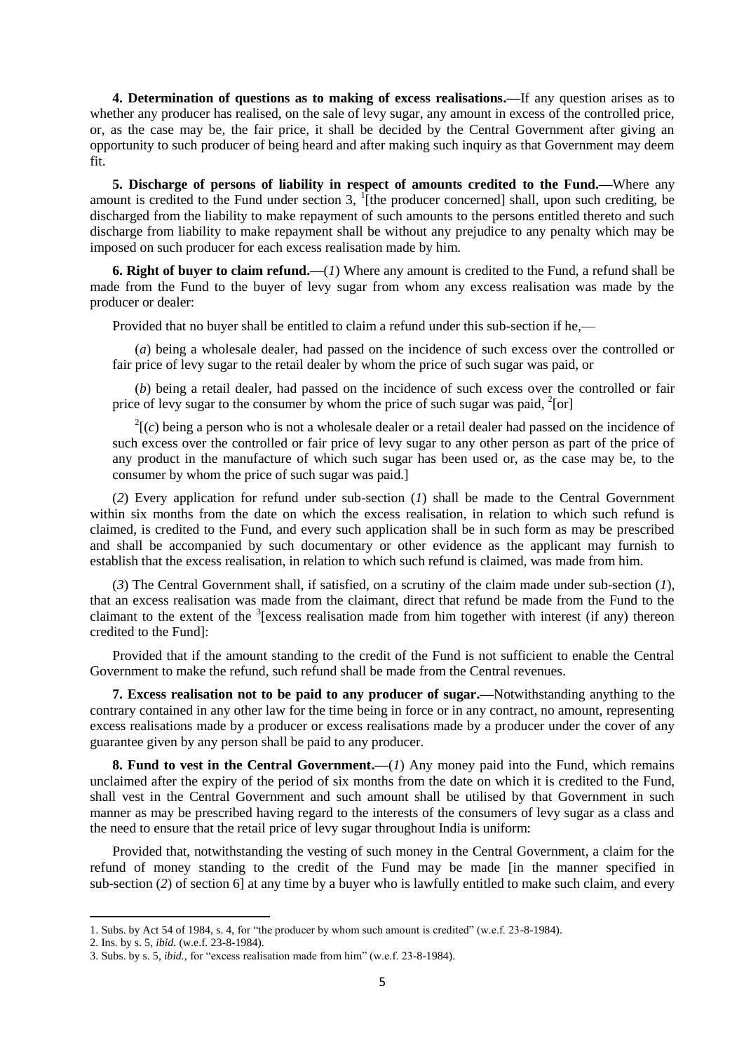**4. Determination of questions as to making of excess realisations.—**If any question arises as to whether any producer has realised, on the sale of levy sugar, any amount in excess of the controlled price, or, as the case may be, the fair price, it shall be decided by the Central Government after giving an opportunity to such producer of being heard and after making such inquiry as that Government may deem fit.

**5. Discharge of persons of liability in respect of amounts credited to the Fund.—**Where any amount is credited to the Fund under section 3, [1][the producer concerned] shall, upon such crediting, be discharged from the liability to make repayment of such amounts to the persons entitled thereto and such discharge from liability to make repayment shall be without any prejudice to any penalty which may be imposed on such producer for each excess realisation made by him.

**6. Right of buyer to claim refund.—**(*1*) Where any amount is credited to the Fund, a refund shall be made from the Fund to the buyer of levy sugar from whom any excess realisation was made by the producer or dealer:

Provided that no buyer shall be entitled to claim a refund under this sub-section if he,—

(*a*) being a wholesale dealer, had passed on the incidence of such excess over the controlled or fair price of levy sugar to the retail dealer by whom the price of such sugar was paid, or

(*b*) being a retail dealer, had passed on the incidence of such excess over the controlled or fair price of levy sugar to the consumer by whom the price of such sugar was paid, [2][or]

[2][(*c*) being a person who is not a wholesale dealer or a retail dealer had passed on the incidence of such excess over the controlled or fair price of levy sugar to any other person as part of the price of any product in the manufacture of which such sugar has been used or, as the case may be, to the consumer by whom the price of such sugar was paid.]

(*2*) Every application for refund under sub-section (*1*) shall be made to the Central Government within six months from the date on which the excess realisation, in relation to which such refund is claimed, is credited to the Fund, and every such application shall be in such form as may be prescribed and shall be accompanied by such documentary or other evidence as the applicant may furnish to establish that the excess realisation, in relation to which such refund is claimed, was made from him.

(*3*) The Central Government shall, if satisfied, on a scrutiny of the claim made under sub-section (*1*), that an excess realisation was made from the claimant, direct that refund be made from the Fund to the claimant to the extent of the [3][excess realisation made from him together with interest (if any) thereon credited to the Fund]:

Provided that if the amount standing to the credit of the Fund is not sufficient to enable the Central Government to make the refund, such refund shall be made from the Central revenues.

**7. Excess realisation not to be paid to any producer of sugar.—**Notwithstanding anything to the contrary contained in any other law for the time being in force or in any contract, no amount, representing excess realisations made by a producer or excess realisations made by a producer under the cover of any guarantee given by any person shall be paid to any producer.

**8. Fund to vest in the Central Government.—**(*1*) Any money paid into the Fund, which remains unclaimed after the expiry of the period of six months from the date on which it is credited to the Fund, shall vest in the Central Government and such amount shall be utilised by that Government in such manner as may be prescribed having regard to the interests of the consumers of levy sugar as a class and the need to ensure that the retail price of levy sugar throughout India is uniform:

Provided that, notwithstanding the vesting of such money in the Central Government, a claim for the refund of money standing to the credit of the Fund may be made [in the manner specified in sub-section (*2*) of section 6] at any time by a buyer who is lawfully entitled to make such claim, and every

---

1. Subs. by Act 54 of 1984, s. 4, for "the producer by whom such amount is credited" (w.e.f. 23-8-1984).
2. Ins. by s. 5, *ibid.* (w.e.f. 23-8-1984).
3. Subs. by s. 5, *ibid.*, for "excess realisation made from him" (w.e.f. 23-8-1984).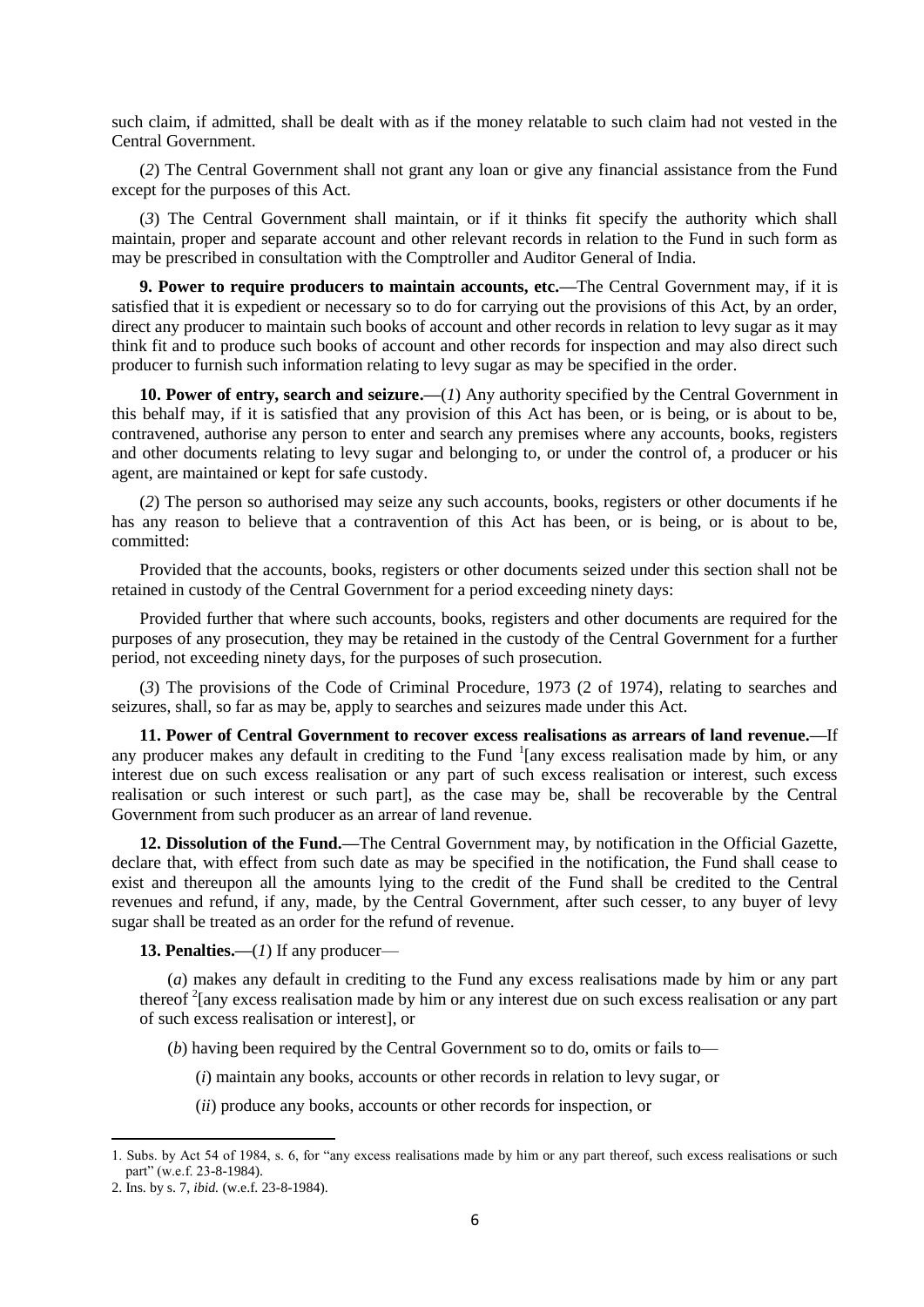such claim, if admitted, shall be dealt with as if the money relatable to such claim had not vested in the Central Government.

(*2*) The Central Government shall not grant any loan or give any financial assistance from the Fund except for the purposes of this Act.

(*3*) The Central Government shall maintain, or if it thinks fit specify the authority which shall maintain, proper and separate account and other relevant records in relation to the Fund in such form as may be prescribed in consultation with the Comptroller and Auditor General of India.

**9. Power to require producers to maintain accounts, etc.—**The Central Government may, if it is satisfied that it is expedient or necessary so to do for carrying out the provisions of this Act, by an order, direct any producer to maintain such books of account and other records in relation to levy sugar as it may think fit and to produce such books of account and other records for inspection and may also direct such producer to furnish such information relating to levy sugar as may be specified in the order.

**10. Power of entry, search and seizure.—**(*1*) Any authority specified by the Central Government in this behalf may, if it is satisfied that any provision of this Act has been, or is being, or is about to be, contravened, authorise any person to enter and search any premises where any accounts, books, registers and other documents relating to levy sugar and belonging to, or under the control of, a producer or his agent, are maintained or kept for safe custody.

(*2*) The person so authorised may seize any such accounts, books, registers or other documents if he has any reason to believe that a contravention of this Act has been, or is being, or is about to be, committed:

Provided that the accounts, books, registers or other documents seized under this section shall not be retained in custody of the Central Government for a period exceeding ninety days:

Provided further that where such accounts, books, registers and other documents are required for the purposes of any prosecution, they may be retained in the custody of the Central Government for a further period, not exceeding ninety days, for the purposes of such prosecution.

(*3*) The provisions of the Code of Criminal Procedure, 1973 (2 of 1974), relating to searches and seizures, shall, so far as may be, apply to searches and seizures made under this Act.

**11. Power of Central Government to recover excess realisations as arrears of land revenue.—**If any producer makes any default in crediting to the Fund [1][any excess realisation made by him, or any interest due on such excess realisation or any part of such excess realisation or interest, such excess realisation or such interest or such part], as the case may be, shall be recoverable by the Central Government from such producer as an arrear of land revenue.

**12. Dissolution of the Fund.—**The Central Government may, by notification in the Official Gazette, declare that, with effect from such date as may be specified in the notification, the Fund shall cease to exist and thereupon all the amounts lying to the credit of the Fund shall be credited to the Central revenues and refund, if any, made, by the Central Government, after such cesser, to any buyer of levy sugar shall be treated as an order for the refund of revenue.

**13. Penalties.—**(*1*) If any producer—

(*a*) makes any default in crediting to the Fund any excess realisations made by him or any part thereof [2][any excess realisation made by him or any interest due on such excess realisation or any part of such excess realisation or interest], or

(*b*) having been required by the Central Government so to do, omits or fails to—

(*i*) maintain any books, accounts or other records in relation to levy sugar, or

(*ii*) produce any books, accounts or other records for inspection, or

---

1. Subs. by Act 54 of 1984, s. 6, for "any excess realisations made by him or any part thereof, such excess realisations or such part" (w.e.f. 23-8-1984).

2. Ins. by s. 7, *ibid.* (w.e.f. 23-8-1984).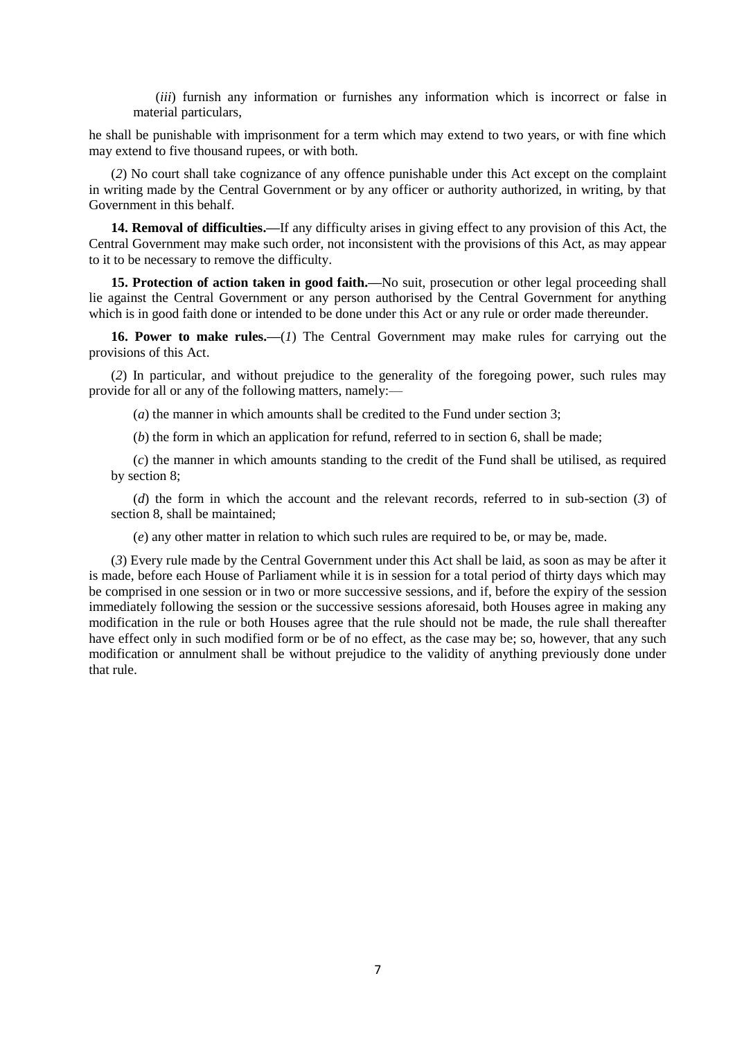(*iii*) furnish any information or furnishes any information which is incorrect or false in material particulars,

he shall be punishable with imprisonment for a term which may extend to two years, or with fine which may extend to five thousand rupees, or with both.

(*2*) No court shall take cognizance of any offence punishable under this Act except on the complaint in writing made by the Central Government or by any officer or authority authorized, in writing, by that Government in this behalf.

**14. Removal of difficulties.—**If any difficulty arises in giving effect to any provision of this Act, the Central Government may make such order, not inconsistent with the provisions of this Act, as may appear to it to be necessary to remove the difficulty.

**15. Protection of action taken in good faith.—**No suit, prosecution or other legal proceeding shall lie against the Central Government or any person authorised by the Central Government for anything which is in good faith done or intended to be done under this Act or any rule or order made thereunder.

**16. Power to make rules.—**(*1*) The Central Government may make rules for carrying out the provisions of this Act.

(*2*) In particular, and without prejudice to the generality of the foregoing power, such rules may provide for all or any of the following matters, namely:—

(*a*) the manner in which amounts shall be credited to the Fund under section 3;

(*b*) the form in which an application for refund, referred to in section 6, shall be made;

(*c*) the manner in which amounts standing to the credit of the Fund shall be utilised, as required by section 8;

(*d*) the form in which the account and the relevant records, referred to in sub-section (*3*) of section 8, shall be maintained;

(*e*) any other matter in relation to which such rules are required to be, or may be, made.

(*3*) Every rule made by the Central Government under this Act shall be laid, as soon as may be after it is made, before each House of Parliament while it is in session for a total period of thirty days which may be comprised in one session or in two or more successive sessions, and if, before the expiry of the session immediately following the session or the successive sessions aforesaid, both Houses agree in making any modification in the rule or both Houses agree that the rule should not be made, the rule shall thereafter have effect only in such modified form or be of no effect, as the case may be; so, however, that any such modification or annulment shall be without prejudice to the validity of anything previously done under that rule.